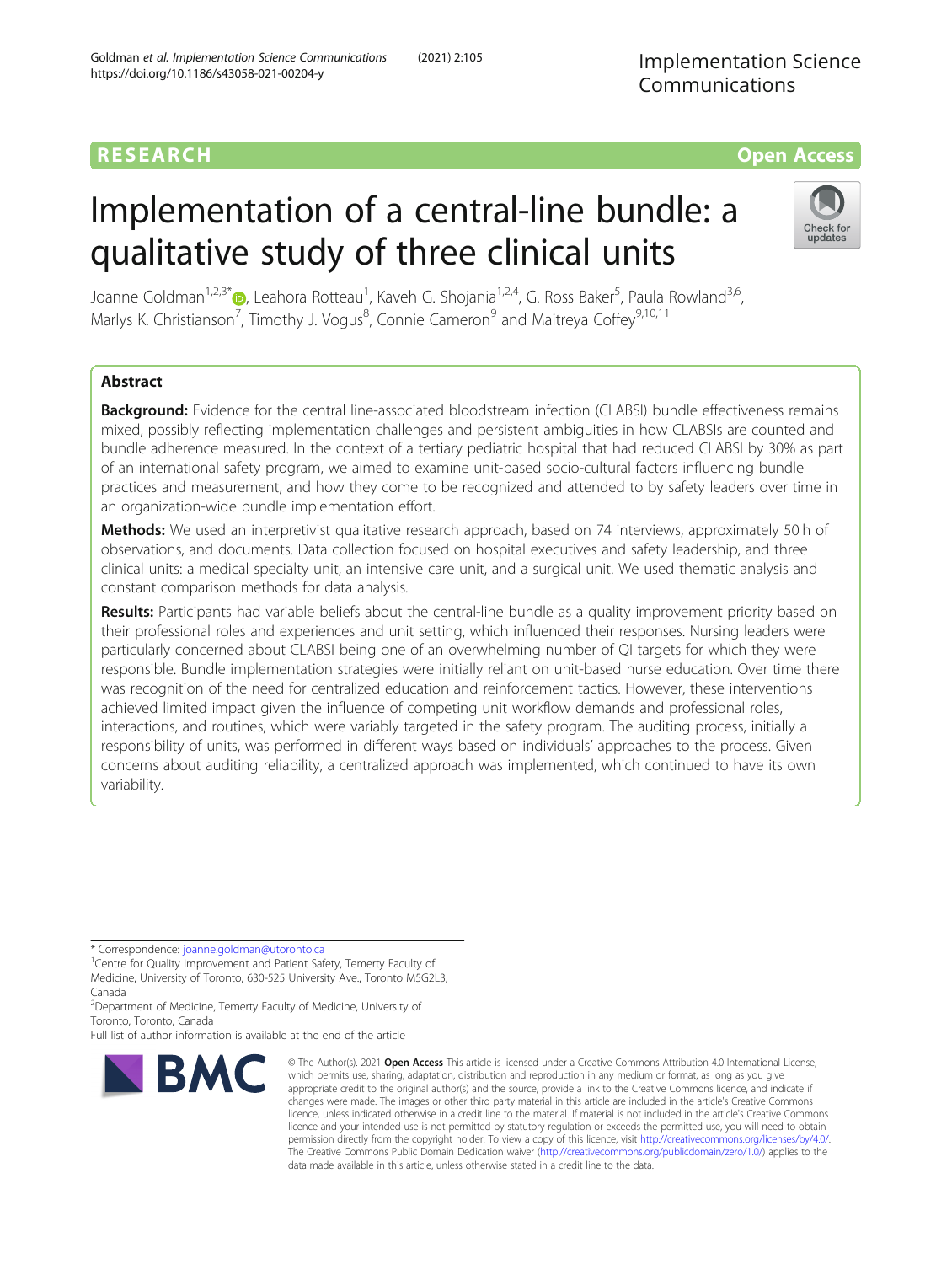RESEARCH

Open Access

# Implementation of a central-line bundle: a qualitative study of three clinical units

Joanne Goldman[1,2,3*], Leahora Rotteau[1], Kaveh G. Shojania[1,2,4], G. Ross Baker[5], Paula Rowland[3,6], Marlys K. Christianson[7], Timothy J. Vogus[8], Connie Cameron[9] and Maitreya Coffey[9,10,11]

## Abstract

**Background:** Evidence for the central line-associated bloodstream infection (CLABSI) bundle effectiveness remains mixed, possibly reflecting implementation challenges and persistent ambiguities in how CLABSIs are counted and bundle adherence measured. In the context of a tertiary pediatric hospital that had reduced CLABSI by 30% as part of an international safety program, we aimed to examine unit-based socio-cultural factors influencing bundle practices and measurement, and how they come to be recognized and attended to by safety leaders over time in an organization-wide bundle implementation effort.

**Methods:** We used an interpretivist qualitative research approach, based on 74 interviews, approximately 50 h of observations, and documents. Data collection focused on hospital executives and safety leadership, and three clinical units: a medical specialty unit, an intensive care unit, and a surgical unit. We used thematic analysis and constant comparison methods for data analysis.

**Results:** Participants had variable beliefs about the central-line bundle as a quality improvement priority based on their professional roles and experiences and unit setting, which influenced their responses. Nursing leaders were particularly concerned about CLABSI being one of an overwhelming number of QI targets for which they were responsible. Bundle implementation strategies were initially reliant on unit-based nurse education. Over time there was recognition of the need for centralized education and reinforcement tactics. However, these interventions achieved limited impact given the influence of competing unit workflow demands and professional roles, interactions, and routines, which were variably targeted in the safety program. The auditing process, initially a responsibility of units, was performed in different ways based on individuals' approaches to the process. Given concerns about auditing reliability, a centralized approach was implemented, which continued to have its own variability.

* Correspondence: joanne.goldman@utoronto.ca
[1]Centre for Quality Improvement and Patient Safety, Temerty Faculty of Medicine, University of Toronto, 630-525 University Ave., Toronto M5G2L3, Canada
[2]Department of Medicine, Temerty Faculty of Medicine, University of Toronto, Toronto, Canada
Full list of author information is available at the end of the article

© The Author(s). 2021 **Open Access** This article is licensed under a Creative Commons Attribution 4.0 International License, which permits use, sharing, adaptation, distribution and reproduction in any medium or format, as long as you give appropriate credit to the original author(s) and the source, provide a link to the Creative Commons licence, and indicate if changes were made. The images or other third party material in this article are included in the article's Creative Commons licence, unless indicated otherwise in a credit line to the material. If material is not included in the article's Creative Commons licence and your intended use is not permitted by statutory regulation or exceeds the permitted use, you will need to obtain permission directly from the copyright holder. To view a copy of this licence, visit http://creativecommons.org/licenses/by/4.0/. The Creative Commons Public Domain Dedication waiver (http://creativecommons.org/publicdomain/zero/1.0/) applies to the data made available in this article, unless otherwise stated in a credit line to the data.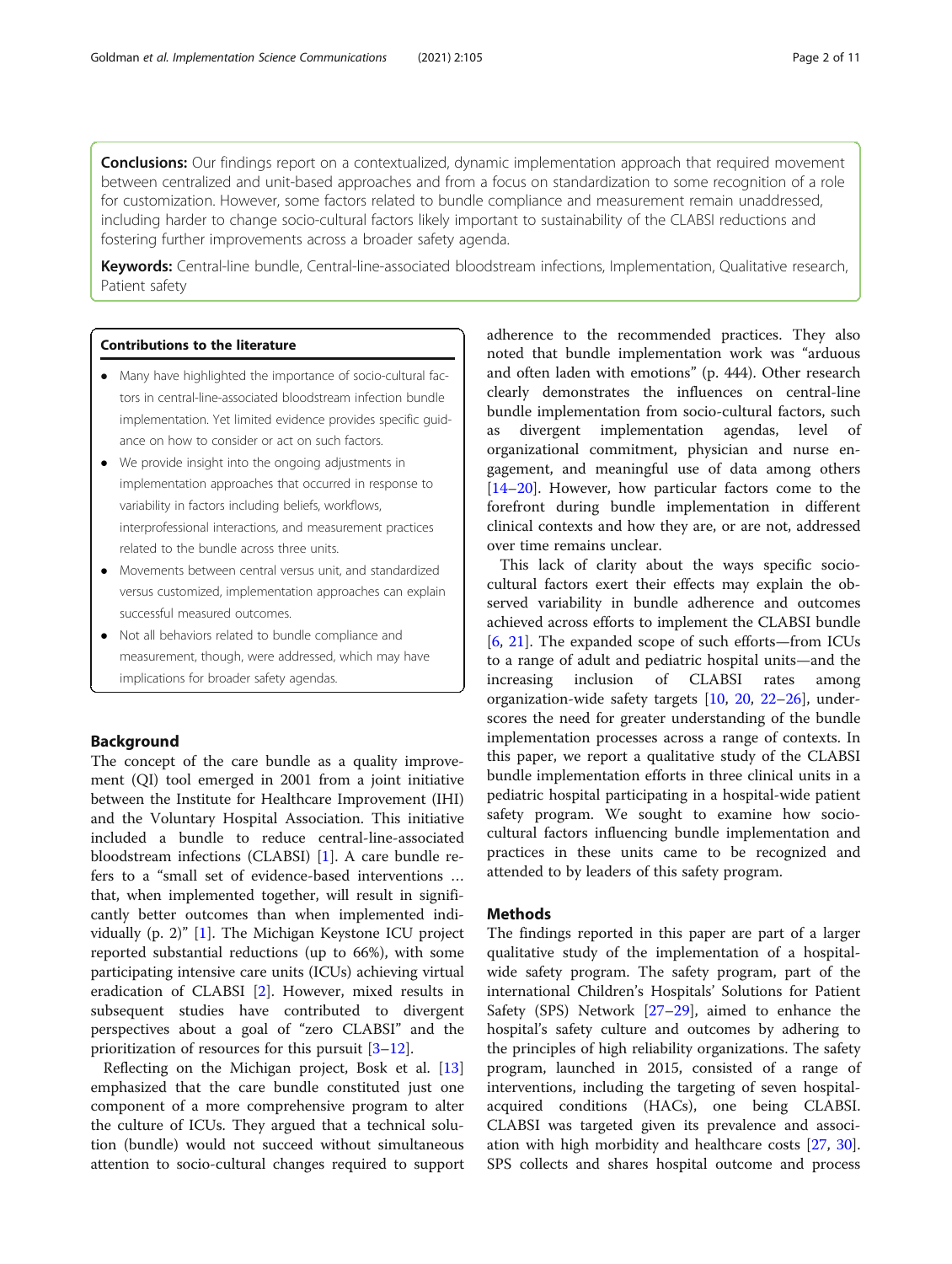**Conclusions:** Our findings report on a contextualized, dynamic implementation approach that required movement between centralized and unit-based approaches and from a focus on standardization to some recognition of a role for customization. However, some factors related to bundle compliance and measurement remain unaddressed, including harder to change socio-cultural factors likely important to sustainability of the CLABSI reductions and fostering further improvements across a broader safety agenda.

**Keywords:** Central-line bundle, Central-line-associated bloodstream infections, Implementation, Qualitative research, Patient safety

### Contributions to the literature

- Many have highlighted the importance of socio-cultural factors in central-line-associated bloodstream infection bundle implementation. Yet limited evidence provides specific guidance on how to consider or act on such factors.
- We provide insight into the ongoing adjustments in implementation approaches that occurred in response to variability in factors including beliefs, workflows, interprofessional interactions, and measurement practices related to the bundle across three units.
- Movements between central versus unit, and standardized versus customized, implementation approaches can explain successful measured outcomes.
- Not all behaviors related to bundle compliance and measurement, though, were addressed, which may have implications for broader safety agendas.

## Background

The concept of the care bundle as a quality improvement (QI) tool emerged in 2001 from a joint initiative between the Institute for Healthcare Improvement (IHI) and the Voluntary Hospital Association. This initiative included a bundle to reduce central-line-associated bloodstream infections (CLABSI) [1]. A care bundle refers to a "small set of evidence-based interventions … that, when implemented together, will result in significantly better outcomes than when implemented individually (p. 2)" [1]. The Michigan Keystone ICU project reported substantial reductions (up to 66%), with some participating intensive care units (ICUs) achieving virtual eradication of CLABSI [2]. However, mixed results in subsequent studies have contributed to divergent perspectives about a goal of "zero CLABSI" and the prioritization of resources for this pursuit [3–12].

Reflecting on the Michigan project, Bosk et al. [13] emphasized that the care bundle constituted just one component of a more comprehensive program to alter the culture of ICUs. They argued that a technical solution (bundle) would not succeed without simultaneous attention to socio-cultural changes required to support adherence to the recommended practices. They also noted that bundle implementation work was "arduous and often laden with emotions" (p. 444). Other research clearly demonstrates the influences on central-line bundle implementation from socio-cultural factors, such as divergent implementation agendas, level of organizational commitment, physician and nurse engagement, and meaningful use of data among others [14–20]. However, how particular factors come to the forefront during bundle implementation in different clinical contexts and how they are, or are not, addressed over time remains unclear.

This lack of clarity about the ways specific socio-cultural factors exert their effects may explain the observed variability in bundle adherence and outcomes achieved across efforts to implement the CLABSI bundle [6, 21]. The expanded scope of such efforts—from ICUs to a range of adult and pediatric hospital units—and the increasing inclusion of CLABSI rates among organization-wide safety targets [10, 20, 22–26], underscores the need for greater understanding of the bundle implementation processes across a range of contexts. In this paper, we report a qualitative study of the CLABSI bundle implementation efforts in three clinical units in a pediatric hospital participating in a hospital-wide patient safety program. We sought to examine how socio-cultural factors influencing bundle implementation and practices in these units came to be recognized and attended to by leaders of this safety program.

## Methods

The findings reported in this paper are part of a larger qualitative study of the implementation of a hospital-wide safety program. The safety program, part of the international Children's Hospitals' Solutions for Patient Safety (SPS) Network [27–29], aimed to enhance the hospital's safety culture and outcomes by adhering to the principles of high reliability organizations. The safety program, launched in 2015, consisted of a range of interventions, including the targeting of seven hospital-acquired conditions (HACs), one being CLABSI. CLABSI was targeted given its prevalence and association with high morbidity and healthcare costs [27, 30]. SPS collects and shares hospital outcome and process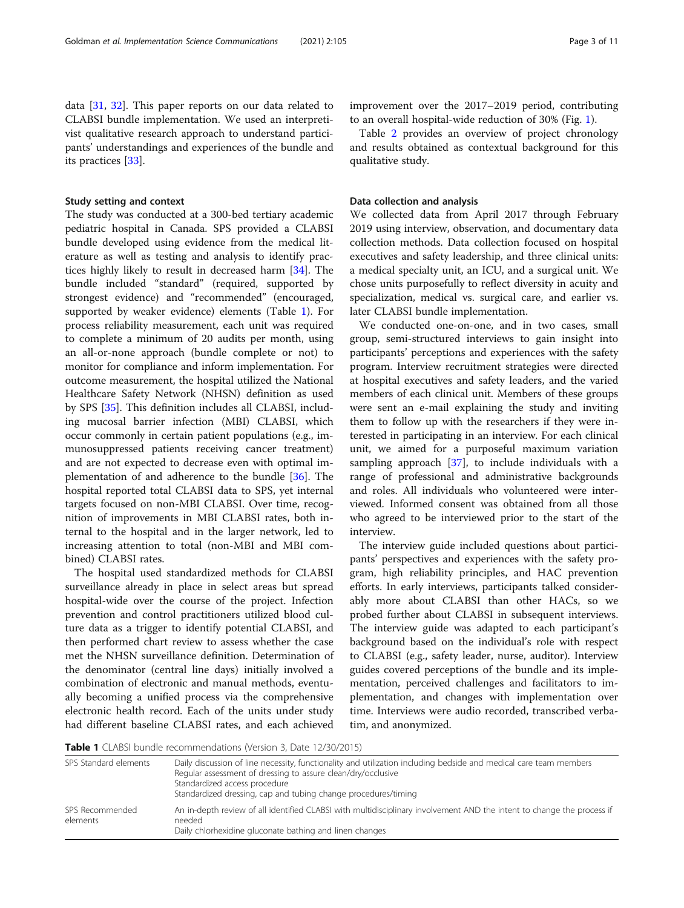data [31, 32]. This paper reports on our data related to CLABSI bundle implementation. We used an interpretivist qualitative research approach to understand participants' understandings and experiences of the bundle and its practices [33].

### Study setting and context

The study was conducted at a 300-bed tertiary academic pediatric hospital in Canada. SPS provided a CLABSI bundle developed using evidence from the medical literature as well as testing and analysis to identify practices highly likely to result in decreased harm [34]. The bundle included "standard" (required, supported by strongest evidence) and "recommended" (encouraged, supported by weaker evidence) elements (Table 1). For process reliability measurement, each unit was required to complete a minimum of 20 audits per month, using an all-or-none approach (bundle complete or not) to monitor for compliance and inform implementation. For outcome measurement, the hospital utilized the National Healthcare Safety Network (NHSN) definition as used by SPS [35]. This definition includes all CLABSI, including mucosal barrier infection (MBI) CLABSI, which occur commonly in certain patient populations (e.g., immunosuppressed patients receiving cancer treatment) and are not expected to decrease even with optimal implementation of and adherence to the bundle [36]. The hospital reported total CLABSI data to SPS, yet internal targets focused on non-MBI CLABSI. Over time, recognition of improvements in MBI CLABSI rates, both internal to the hospital and in the larger network, led to increasing attention to total (non-MBI and MBI combined) CLABSI rates.

The hospital used standardized methods for CLABSI surveillance already in place in select areas but spread hospital-wide over the course of the project. Infection prevention and control practitioners utilized blood culture data as a trigger to identify potential CLABSI, and then performed chart review to assess whether the case met the NHSN surveillance definition. Determination of the denominator (central line days) initially involved a combination of electronic and manual methods, eventually becoming a unified process via the comprehensive electronic health record. Each of the units under study had different baseline CLABSI rates, and each achieved improvement over the 2017–2019 period, contributing to an overall hospital-wide reduction of 30% (Fig. 1).

Table 2 provides an overview of project chronology and results obtained as contextual background for this qualitative study.

### Data collection and analysis

We collected data from April 2017 through February 2019 using interview, observation, and documentary data collection methods. Data collection focused on hospital executives and safety leadership, and three clinical units: a medical specialty unit, an ICU, and a surgical unit. We chose units purposefully to reflect diversity in acuity and specialization, medical vs. surgical care, and earlier vs. later CLABSI bundle implementation.

We conducted one-on-one, and in two cases, small group, semi-structured interviews to gain insight into participants' perceptions and experiences with the safety program. Interview recruitment strategies were directed at hospital executives and safety leaders, and the varied members of each clinical unit. Members of these groups were sent an e-mail explaining the study and inviting them to follow up with the researchers if they were interested in participating in an interview. For each clinical unit, we aimed for a purposeful maximum variation sampling approach [37], to include individuals with a range of professional and administrative backgrounds and roles. All individuals who volunteered were interviewed. Informed consent was obtained from all those who agreed to be interviewed prior to the start of the interview.

The interview guide included questions about participants' perspectives and experiences with the safety program, high reliability principles, and HAC prevention efforts. In early interviews, participants talked considerably more about CLABSI than other HACs, so we probed further about CLABSI in subsequent interviews. The interview guide was adapted to each participant's background based on the individual's role with respect to CLABSI (e.g., safety leader, nurse, auditor). Interview guides covered perceptions of the bundle and its implementation, perceived challenges and facilitators to implementation, and changes with implementation over time. Interviews were audio recorded, transcribed verbatim, and anonymized.

**Table 1** CLABSI bundle recommendations (Version 3, Date 12/30/2015)

| | |
|---|---|
| SPS Standard elements | Daily discussion of line necessity, functionality and utilization including bedside and medical care team members<br>Regular assessment of dressing to assure clean/dry/occlusive<br>Standardized access procedure<br>Standardized dressing, cap and tubing change procedures/timing |
| SPS Recommended elements | An in-depth review of all identified CLABSI with multidisciplinary involvement AND the intent to change the process if needed<br>Daily chlorhexidine gluconate bathing and linen changes |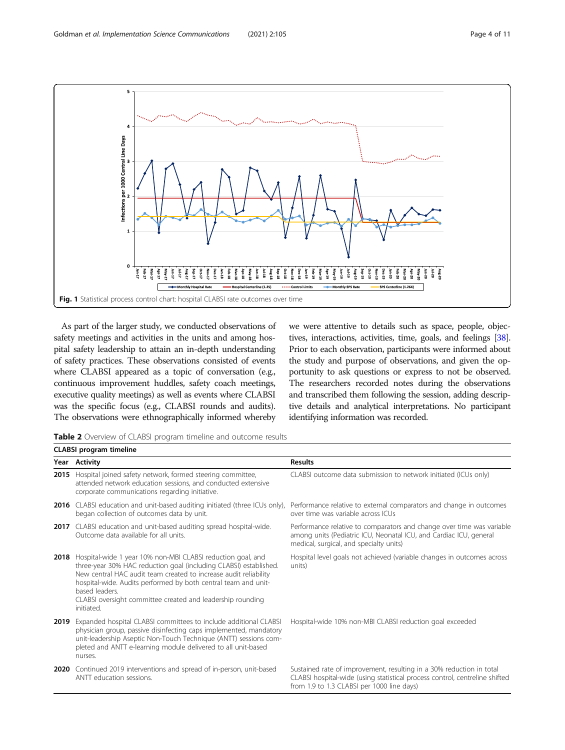Fig. 1 Statistical process control chart: hospital CLABSI rate outcomes over time

As part of the larger study, we conducted observations of safety meetings and activities in the units and among hospital safety leadership to attain an in-depth understanding of safety practices. These observations consisted of events where CLABSI appeared as a topic of conversation (e.g., continuous improvement huddles, safety coach meetings, executive quality meetings) as well as events where CLABSI was the specific focus (e.g., CLABSI rounds and audits). The observations were ethnographically informed whereby we were attentive to details such as space, people, objectives, interactions, activities, time, goals, and feelings [38]. Prior to each observation, participants were informed about the study and purpose of observations, and given the opportunity to ask questions or express to not be observed. The researchers recorded notes during the observations and transcribed them following the session, adding descriptive details and analytical interpretations. No participant identifying information was recorded.

**Table 2** Overview of CLABSI program timeline and outcome results

| **CLABSI program timeline** | | |
|---|---|---|
| **Year** | **Activity** | **Results** |
| **2015** | Hospital joined safety network, formed steering committee, attended network education sessions, and conducted extensive corporate communications regarding initiative. | CLABSI outcome data submission to network initiated (ICUs only) |
| **2016** | CLABSI education and unit-based auditing initiated (three ICUs only), began collection of outcomes data by unit. | Performance relative to external comparators and change in outcomes over time was variable across ICUs |
| **2017** | CLABSI education and unit-based auditing spread hospital-wide. Outcome data available for all units. | Performance relative to comparators and change over time was variable among units (Pediatric ICU, Neonatal ICU, and Cardiac ICU, general medical, surgical, and specialty units) |
| **2018** | Hospital-wide 1 year 10% non-MBI CLABSI reduction goal, and three-year 30% HAC reduction goal (including CLABSI) established. New central HAC audit team created to increase audit reliability hospital-wide. Audits performed by both central team and unit-based leaders.<br>CLABSI oversight committee created and leadership rounding initiated. | Hospital level goals not achieved (variable changes in outcomes across units) |
| **2019** | Expanded hospital CLABSI committees to include additional CLABSI physician group, passive disinfecting caps implemented, mandatory unit-leadership Aseptic Non-Touch Technique (ANTT) sessions completed and ANTT e-learning module delivered to all unit-based nurses. | Hospital-wide 10% non-MBI CLABSI reduction goal exceeded |
| **2020** | Continued 2019 interventions and spread of in-person, unit-based ANTT education sessions. | Sustained rate of improvement, resulting in a 30% reduction in total CLABSI hospital-wide (using statistical process control, centreline shifted from 1.9 to 1.3 CLABSI per 1000 line days) |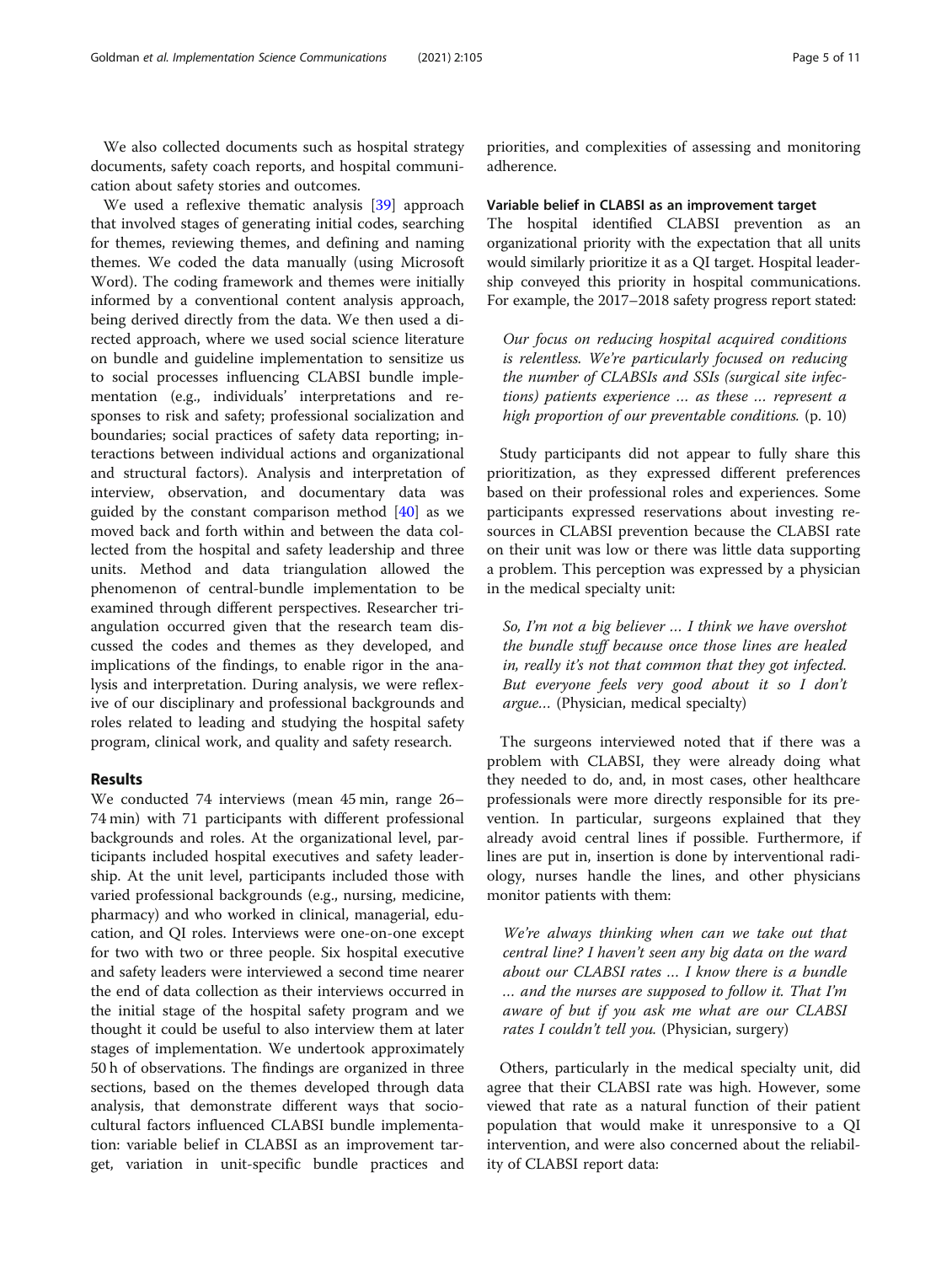We also collected documents such as hospital strategy documents, safety coach reports, and hospital communication about safety stories and outcomes.

We used a reflexive thematic analysis [39] approach that involved stages of generating initial codes, searching for themes, reviewing themes, and defining and naming themes. We coded the data manually (using Microsoft Word). The coding framework and themes were initially informed by a conventional content analysis approach, being derived directly from the data. We then used a directed approach, where we used social science literature on bundle and guideline implementation to sensitize us to social processes influencing CLABSI bundle implementation (e.g., individuals' interpretations and responses to risk and safety; professional socialization and boundaries; social practices of safety data reporting; interactions between individual actions and organizational and structural factors). Analysis and interpretation of interview, observation, and documentary data was guided by the constant comparison method [40] as we moved back and forth within and between the data collected from the hospital and safety leadership and three units. Method and data triangulation allowed the phenomenon of central-bundle implementation to be examined through different perspectives. Researcher triangulation occurred given that the research team discussed the codes and themes as they developed, and implications of the findings, to enable rigor in the analysis and interpretation. During analysis, we were reflexive of our disciplinary and professional backgrounds and roles related to leading and studying the hospital safety program, clinical work, and quality and safety research.

## Results

We conducted 74 interviews (mean 45 min, range 26–74 min) with 71 participants with different professional backgrounds and roles. At the organizational level, participants included hospital executives and safety leadership. At the unit level, participants included those with varied professional backgrounds (e.g., nursing, medicine, pharmacy) and who worked in clinical, managerial, education, and QI roles. Interviews were one-on-one except for two with two or three people. Six hospital executive and safety leaders were interviewed a second time nearer the end of data collection as their interviews occurred in the initial stage of the hospital safety program and we thought it could be useful to also interview them at later stages of implementation. We undertook approximately 50 h of observations. The findings are organized in three sections, based on the themes developed through data analysis, that demonstrate different ways that sociocultural factors influenced CLABSI bundle implementation: variable belief in CLABSI as an improvement target, variation in unit-specific bundle practices and priorities, and complexities of assessing and monitoring adherence.

### Variable belief in CLABSI as an improvement target

The hospital identified CLABSI prevention as an organizational priority with the expectation that all units would similarly prioritize it as a QI target. Hospital leadership conveyed this priority in hospital communications. For example, the 2017–2018 safety progress report stated:

> *Our focus on reducing hospital acquired conditions is relentless. We're particularly focused on reducing the number of CLABSIs and SSIs (surgical site infections) patients experience … as these … represent a high proportion of our preventable conditions.* (p. 10)

Study participants did not appear to fully share this prioritization, as they expressed different preferences based on their professional roles and experiences. Some participants expressed reservations about investing resources in CLABSI prevention because the CLABSI rate on their unit was low or there was little data supporting a problem. This perception was expressed by a physician in the medical specialty unit:

> *So, I'm not a big believer … I think we have overshot the bundle stuff because once those lines are healed in, really it's not that common that they got infected. But everyone feels very good about it so I don't argue…* (Physician, medical specialty)

The surgeons interviewed noted that if there was a problem with CLABSI, they were already doing what they needed to do, and, in most cases, other healthcare professionals were more directly responsible for its prevention. In particular, surgeons explained that they already avoid central lines if possible. Furthermore, if lines are put in, insertion is done by interventional radiology, nurses handle the lines, and other physicians monitor patients with them:

> *We're always thinking when can we take out that central line? I haven't seen any big data on the ward about our CLABSI rates … I know there is a bundle … and the nurses are supposed to follow it. That I'm aware of but if you ask me what are our CLABSI rates I couldn't tell you.* (Physician, surgery)

Others, particularly in the medical specialty unit, did agree that their CLABSI rate was high. However, some viewed that rate as a natural function of their patient population that would make it unresponsive to a QI intervention, and were also concerned about the reliability of CLABSI report data: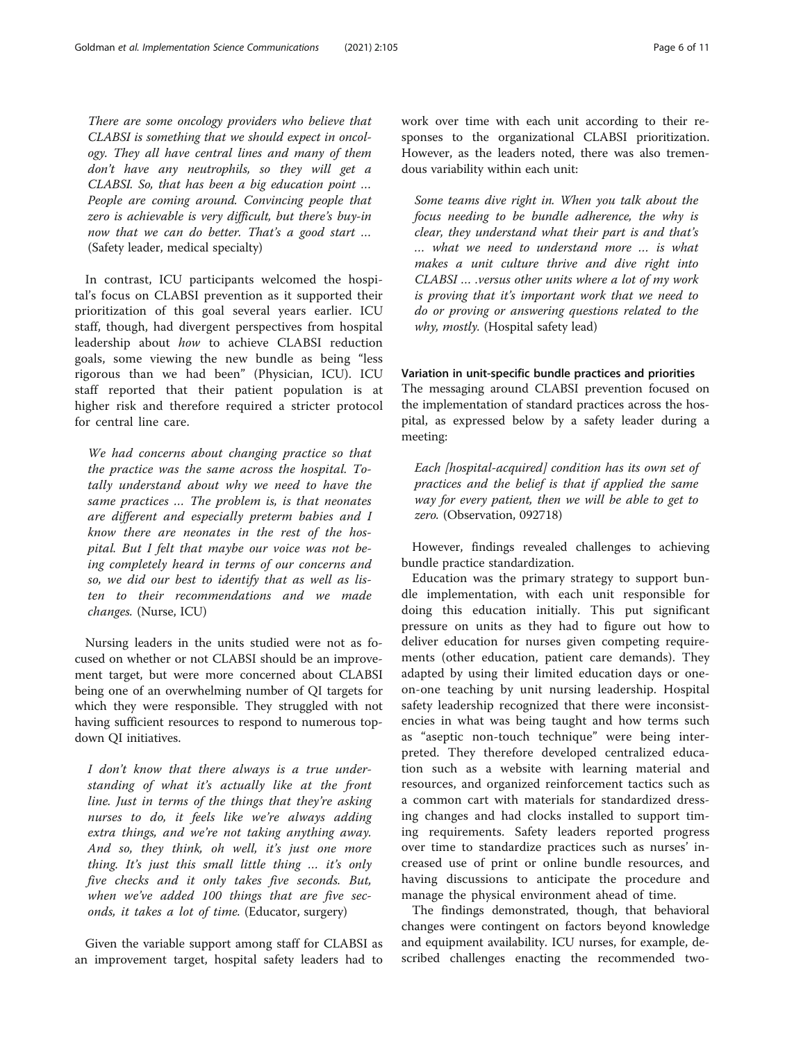> *There are some oncology providers who believe that CLABSI is something that we should expect in oncology. They all have central lines and many of them don't have any neutrophils, so they will get a CLABSI. So, that has been a big education point … People are coming around. Convincing people that zero is achievable is very difficult, but there's buy-in now that we can do better. That's a good start …* (Safety leader, medical specialty)

In contrast, ICU participants welcomed the hospital's focus on CLABSI prevention as it supported their prioritization of this goal several years earlier. ICU staff, though, had divergent perspectives from hospital leadership about *how* to achieve CLABSI reduction goals, some viewing the new bundle as being "less rigorous than we had been" (Physician, ICU). ICU staff reported that their patient population is at higher risk and therefore required a stricter protocol for central line care.

> *We had concerns about changing practice so that the practice was the same across the hospital. Totally understand about why we need to have the same practices … The problem is, is that neonates are different and especially preterm babies and I know there are neonates in the rest of the hospital. But I felt that maybe our voice was not being completely heard in terms of our concerns and so, we did our best to identify that as well as listen to their recommendations and we made changes.* (Nurse, ICU)

Nursing leaders in the units studied were not as focused on whether or not CLABSI should be an improvement target, but were more concerned about CLABSI being one of an overwhelming number of QI targets for which they were responsible. They struggled with not having sufficient resources to respond to numerous top-down QI initiatives.

> *I don't know that there always is a true understanding of what it's actually like at the front line. Just in terms of the things that they're asking nurses to do, it feels like we're always adding extra things, and we're not taking anything away. And so, they think, oh well, it's just one more thing. It's just this small little thing … it's only five checks and it only takes five seconds. But, when we've added 100 things that are five seconds, it takes a lot of time.* (Educator, surgery)

Given the variable support among staff for CLABSI as an improvement target, hospital safety leaders had to work over time with each unit according to their responses to the organizational CLABSI prioritization. However, as the leaders noted, there was also tremendous variability within each unit:

> *Some teams dive right in. When you talk about the focus needing to be bundle adherence, the why is clear, they understand what their part is and that's … what we need to understand more … is what makes a unit culture thrive and dive right into CLABSI … .versus other units where a lot of my work is proving that it's important work that we need to do or proving or answering questions related to the why, mostly.* (Hospital safety lead)

#### Variation in unit-specific bundle practices and priorities

The messaging around CLABSI prevention focused on the implementation of standard practices across the hospital, as expressed below by a safety leader during a meeting:

> *Each [hospital-acquired] condition has its own set of practices and the belief is that if applied the same way for every patient, then we will be able to get to zero.* (Observation, 092718)

However, findings revealed challenges to achieving bundle practice standardization.

Education was the primary strategy to support bundle implementation, with each unit responsible for doing this education initially. This put significant pressure on units as they had to figure out how to deliver education for nurses given competing requirements (other education, patient care demands). They adapted by using their limited education days or one-on-one teaching by unit nursing leadership. Hospital safety leadership recognized that there were inconsistencies in what was being taught and how terms such as "aseptic non-touch technique" were being interpreted. They therefore developed centralized education such as a website with learning material and resources, and organized reinforcement tactics such as a common cart with materials for standardized dressing changes and had clocks installed to support timing requirements. Safety leaders reported progress over time to standardize practices such as nurses' increased use of print or online bundle resources, and having discussions to anticipate the procedure and manage the physical environment ahead of time.

The findings demonstrated, though, that behavioral changes were contingent on factors beyond knowledge and equipment availability. ICU nurses, for example, described challenges enacting the recommended two-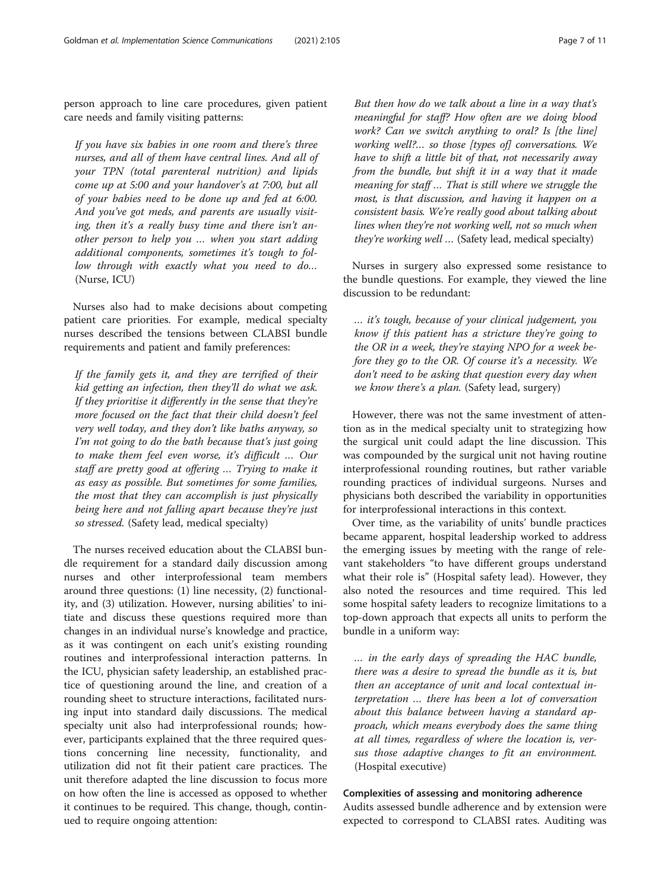person approach to line care procedures, given patient care needs and family visiting patterns:

> *If you have six babies in one room and there's three nurses, and all of them have central lines. And all of your TPN (total parenteral nutrition) and lipids come up at 5:00 and your handover's at 7:00, but all of your babies need to be done up and fed at 6:00. And you've got meds, and parents are usually visiting, then it's a really busy time and there isn't another person to help you … when you start adding additional components, sometimes it's tough to follow through with exactly what you need to do…* (Nurse, ICU)

Nurses also had to make decisions about competing patient care priorities. For example, medical specialty nurses described the tensions between CLABSI bundle requirements and patient and family preferences:

> *If the family gets it, and they are terrified of their kid getting an infection, then they'll do what we ask. If they prioritise it differently in the sense that they're more focused on the fact that their child doesn't feel very well today, and they don't like baths anyway, so I'm not going to do the bath because that's just going to make them feel even worse, it's difficult … Our staff are pretty good at offering … Trying to make it as easy as possible. But sometimes for some families, the most that they can accomplish is just physically being here and not falling apart because they're just so stressed.* (Safety lead, medical specialty)

The nurses received education about the CLABSI bundle requirement for a standard daily discussion among nurses and other interprofessional team members around three questions: (1) line necessity, (2) functionality, and (3) utilization. However, nursing abilities' to initiate and discuss these questions required more than changes in an individual nurse's knowledge and practice, as it was contingent on each unit's existing rounding routines and interprofessional interaction patterns. In the ICU, physician safety leadership, an established practice of questioning around the line, and creation of a rounding sheet to structure interactions, facilitated nursing input into standard daily discussions. The medical specialty unit also had interprofessional rounds; however, participants explained that the three required questions concerning line necessity, functionality, and utilization did not fit their patient care practices. The unit therefore adapted the line discussion to focus more on how often the line is accessed as opposed to whether it continues to be required. This change, though, continued to require ongoing attention:

> *But then how do we talk about a line in a way that's meaningful for staff? How often are we doing blood work? Can we switch anything to oral? Is [the line] working well?… so those [types of] conversations. We have to shift a little bit of that, not necessarily away from the bundle, but shift it in a way that it made meaning for staff … That is still where we struggle the most, is that discussion, and having it happen on a consistent basis. We're really good about talking about lines when they're not working well, not so much when they're working well …* (Safety lead, medical specialty)

Nurses in surgery also expressed some resistance to the bundle questions. For example, they viewed the line discussion to be redundant:

> *… it's tough, because of your clinical judgement, you know if this patient has a stricture they're going to the OR in a week, they're staying NPO for a week before they go to the OR. Of course it's a necessity. We don't need to be asking that question every day when we know there's a plan.* (Safety lead, surgery)

However, there was not the same investment of attention as in the medical specialty unit to strategizing how the surgical unit could adapt the line discussion. This was compounded by the surgical unit not having routine interprofessional rounding routines, but rather variable rounding practices of individual surgeons. Nurses and physicians both described the variability in opportunities for interprofessional interactions in this context.

Over time, as the variability of units' bundle practices became apparent, hospital leadership worked to address the emerging issues by meeting with the range of relevant stakeholders "to have different groups understand what their role is" (Hospital safety lead). However, they also noted the resources and time required. This led some hospital safety leaders to recognize limitations to a top-down approach that expects all units to perform the bundle in a uniform way:

> *… in the early days of spreading the HAC bundle, there was a desire to spread the bundle as it is, but then an acceptance of unit and local contextual interpretation … there has been a lot of conversation about this balance between having a standard approach, which means everybody does the same thing at all times, regardless of where the location is, versus those adaptive changes to fit an environment.* (Hospital executive)

### Complexities of assessing and monitoring adherence

Audits assessed bundle adherence and by extension were expected to correspond to CLABSI rates. Auditing was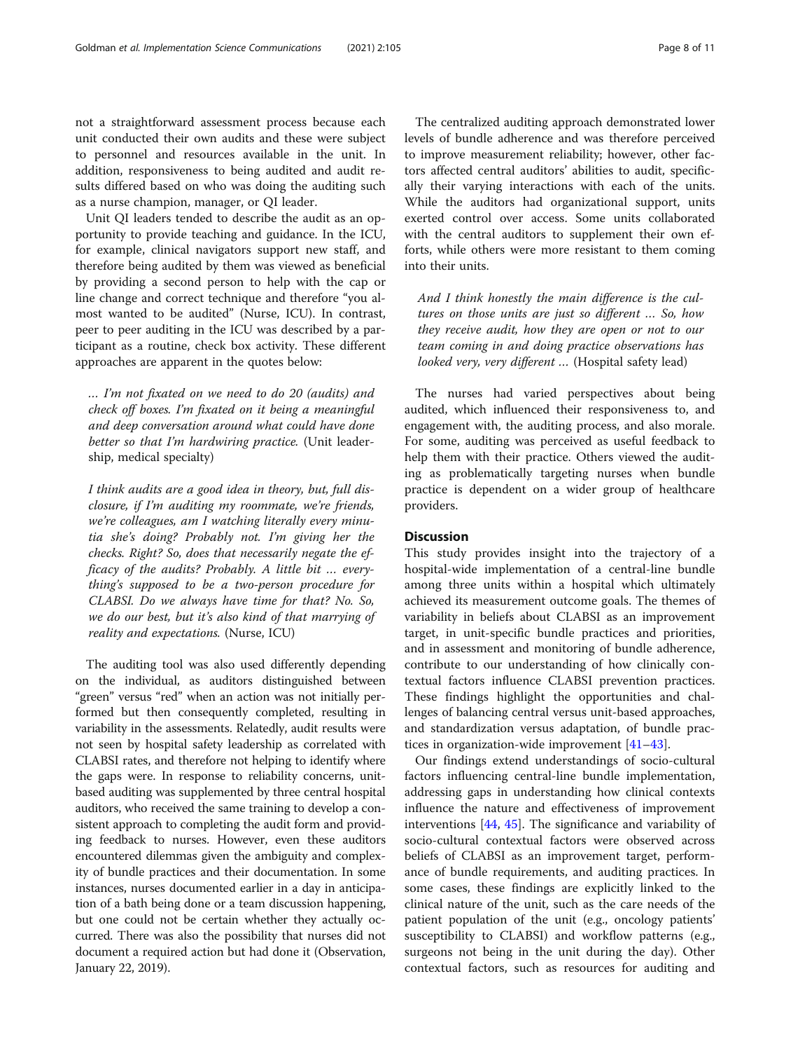not a straightforward assessment process because each unit conducted their own audits and these were subject to personnel and resources available in the unit. In addition, responsiveness to being audited and audit results differed based on who was doing the auditing such as a nurse champion, manager, or QI leader.

Unit QI leaders tended to describe the audit as an opportunity to provide teaching and guidance. In the ICU, for example, clinical navigators support new staff, and therefore being audited by them was viewed as beneficial by providing a second person to help with the cap or line change and correct technique and therefore "you almost wanted to be audited" (Nurse, ICU). In contrast, peer to peer auditing in the ICU was described by a participant as a routine, check box activity. These different approaches are apparent in the quotes below:

> *… I'm not fixated on we need to do 20 (audits) and check off boxes. I'm fixated on it being a meaningful and deep conversation around what could have done better so that I'm hardwiring practice.* (Unit leadership, medical specialty)

> *I think audits are a good idea in theory, but, full disclosure, if I'm auditing my roommate, we're friends, we're colleagues, am I watching literally every minutia she's doing? Probably not. I'm giving her the checks. Right? So, does that necessarily negate the efficacy of the audits? Probably. A little bit … everything's supposed to be a two-person procedure for CLABSI. Do we always have time for that? No. So, we do our best, but it's also kind of that marrying of reality and expectations.* (Nurse, ICU)

The auditing tool was also used differently depending on the individual, as auditors distinguished between "green" versus "red" when an action was not initially performed but then consequently completed, resulting in variability in the assessments. Relatedly, audit results were not seen by hospital safety leadership as correlated with CLABSI rates, and therefore not helping to identify where the gaps were. In response to reliability concerns, unit-based auditing was supplemented by three central hospital auditors, who received the same training to develop a consistent approach to completing the audit form and providing feedback to nurses. However, even these auditors encountered dilemmas given the ambiguity and complexity of bundle practices and their documentation. In some instances, nurses documented earlier in a day in anticipation of a bath being done or a team discussion happening, but one could not be certain whether they actually occurred. There was also the possibility that nurses did not document a required action but had done it (Observation, January 22, 2019).

The centralized auditing approach demonstrated lower levels of bundle adherence and was therefore perceived to improve measurement reliability; however, other factors affected central auditors' abilities to audit, specifically their varying interactions with each of the units. While the auditors had organizational support, units exerted control over access. Some units collaborated with the central auditors to supplement their own efforts, while others were more resistant to them coming into their units.

> *And I think honestly the main difference is the cultures on those units are just so different … So, how they receive audit, how they are open or not to our team coming in and doing practice observations has looked very, very different …* (Hospital safety lead)

The nurses had varied perspectives about being audited, which influenced their responsiveness to, and engagement with, the auditing process, and also morale. For some, auditing was perceived as useful feedback to help them with their practice. Others viewed the auditing as problematically targeting nurses when bundle practice is dependent on a wider group of healthcare providers.

## Discussion

This study provides insight into the trajectory of a hospital-wide implementation of a central-line bundle among three units within a hospital which ultimately achieved its measurement outcome goals. The themes of variability in beliefs about CLABSI as an improvement target, in unit-specific bundle practices and priorities, and in assessment and monitoring of bundle adherence, contribute to our understanding of how clinically contextual factors influence CLABSI prevention practices. These findings highlight the opportunities and challenges of balancing central versus unit-based approaches, and standardization versus adaptation, of bundle practices in organization-wide improvement [41–43].

Our findings extend understandings of socio-cultural factors influencing central-line bundle implementation, addressing gaps in understanding how clinical contexts influence the nature and effectiveness of improvement interventions [44, 45]. The significance and variability of socio-cultural contextual factors were observed across beliefs of CLABSI as an improvement target, performance of bundle requirements, and auditing practices. In some cases, these findings are explicitly linked to the clinical nature of the unit, such as the care needs of the patient population of the unit (e.g., oncology patients' susceptibility to CLABSI) and workflow patterns (e.g., surgeons not being in the unit during the day). Other contextual factors, such as resources for auditing and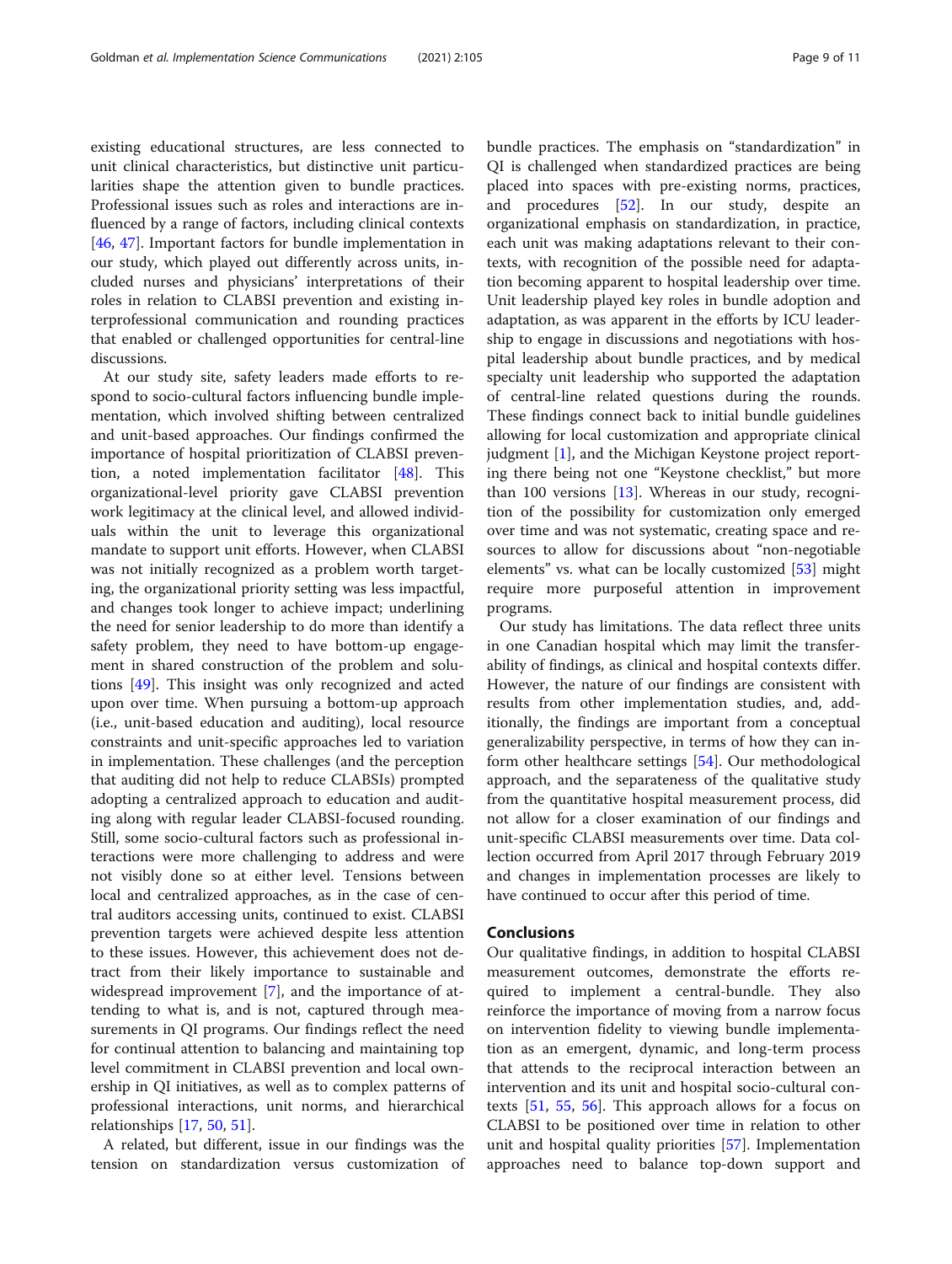existing educational structures, are less connected to unit clinical characteristics, but distinctive unit particularities shape the attention given to bundle practices. Professional issues such as roles and interactions are influenced by a range of factors, including clinical contexts [46, 47]. Important factors for bundle implementation in our study, which played out differently across units, included nurses and physicians' interpretations of their roles in relation to CLABSI prevention and existing interprofessional communication and rounding practices that enabled or challenged opportunities for central-line discussions.

At our study site, safety leaders made efforts to respond to socio-cultural factors influencing bundle implementation, which involved shifting between centralized and unit-based approaches. Our findings confirmed the importance of hospital prioritization of CLABSI prevention, a noted implementation facilitator [48]. This organizational-level priority gave CLABSI prevention work legitimacy at the clinical level, and allowed individuals within the unit to leverage this organizational mandate to support unit efforts. However, when CLABSI was not initially recognized as a problem worth targeting, the organizational priority setting was less impactful, and changes took longer to achieve impact; underlining the need for senior leadership to do more than identify a safety problem, they need to have bottom-up engagement in shared construction of the problem and solutions [49]. This insight was only recognized and acted upon over time. When pursuing a bottom-up approach (i.e., unit-based education and auditing), local resource constraints and unit-specific approaches led to variation in implementation. These challenges (and the perception that auditing did not help to reduce CLABSIs) prompted adopting a centralized approach to education and auditing along with regular leader CLABSI-focused rounding. Still, some socio-cultural factors such as professional interactions were more challenging to address and were not visibly done so at either level. Tensions between local and centralized approaches, as in the case of central auditors accessing units, continued to exist. CLABSI prevention targets were achieved despite less attention to these issues. However, this achievement does not detract from their likely importance to sustainable and widespread improvement [7], and the importance of attending to what is, and is not, captured through measurements in QI programs. Our findings reflect the need for continual attention to balancing and maintaining top level commitment in CLABSI prevention and local ownership in QI initiatives, as well as to complex patterns of professional interactions, unit norms, and hierarchical relationships [17, 50, 51].

A related, but different, issue in our findings was the tension on standardization versus customization of bundle practices. The emphasis on "standardization" in QI is challenged when standardized practices are being placed into spaces with pre-existing norms, practices, and procedures [52]. In our study, despite an organizational emphasis on standardization, in practice, each unit was making adaptations relevant to their contexts, with recognition of the possible need for adaptation becoming apparent to hospital leadership over time. Unit leadership played key roles in bundle adoption and adaptation, as was apparent in the efforts by ICU leadership to engage in discussions and negotiations with hospital leadership about bundle practices, and by medical specialty unit leadership who supported the adaptation of central-line related questions during the rounds. These findings connect back to initial bundle guidelines allowing for local customization and appropriate clinical judgment [1], and the Michigan Keystone project reporting there being not one "Keystone checklist," but more than 100 versions [13]. Whereas in our study, recognition of the possibility for customization only emerged over time and was not systematic, creating space and resources to allow for discussions about "non-negotiable elements" vs. what can be locally customized [53] might require more purposeful attention in improvement programs.

Our study has limitations. The data reflect three units in one Canadian hospital which may limit the transferability of findings, as clinical and hospital contexts differ. However, the nature of our findings are consistent with results from other implementation studies, and, additionally, the findings are important from a conceptual generalizability perspective, in terms of how they can inform other healthcare settings [54]. Our methodological approach, and the separateness of the qualitative study from the quantitative hospital measurement process, did not allow for a closer examination of our findings and unit-specific CLABSI measurements over time. Data collection occurred from April 2017 through February 2019 and changes in implementation processes are likely to have continued to occur after this period of time.

## Conclusions

Our qualitative findings, in addition to hospital CLABSI measurement outcomes, demonstrate the efforts required to implement a central-bundle. They also reinforce the importance of moving from a narrow focus on intervention fidelity to viewing bundle implementation as an emergent, dynamic, and long-term process that attends to the reciprocal interaction between an intervention and its unit and hospital socio-cultural contexts [51, 55, 56]. This approach allows for a focus on CLABSI to be positioned over time in relation to other unit and hospital quality priorities [57]. Implementation approaches need to balance top-down support and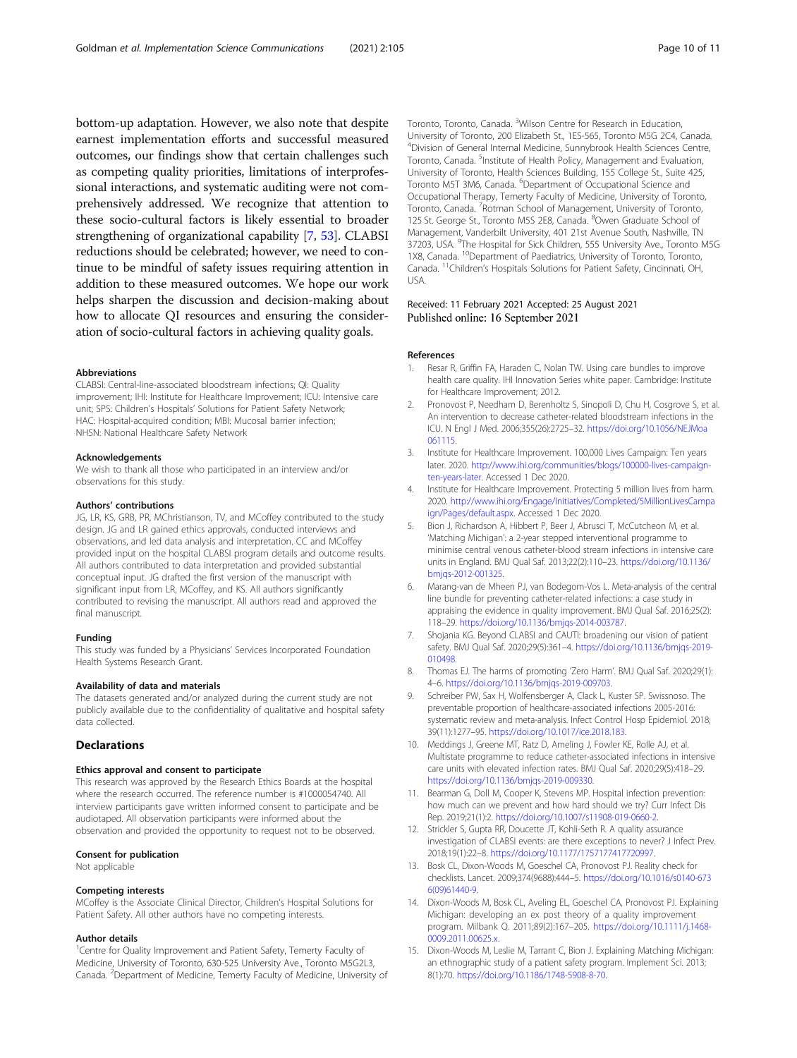bottom-up adaptation. However, we also note that despite earnest implementation efforts and successful measured outcomes, our findings show that certain challenges such as competing quality priorities, limitations of interprofessional interactions, and systematic auditing were not comprehensively addressed. We recognize that attention to these socio-cultural factors is likely essential to broader strengthening of organizational capability [7, 53]. CLABSI reductions should be celebrated; however, we need to continue to be mindful of safety issues requiring attention in addition to these measured outcomes. We hope our work helps sharpen the discussion and decision-making about how to allocate QI resources and ensuring the consideration of socio-cultural factors in achieving quality goals.

#### Abbreviations

CLABSI: Central-line-associated bloodstream infections; QI: Quality improvement; IHI: Institute for Healthcare Improvement; ICU: Intensive care unit; SPS: Children's Hospitals' Solutions for Patient Safety Network; HAC: Hospital-acquired condition; MBI: Mucosal barrier infection; NHSN: National Healthcare Safety Network

#### Acknowledgements

We wish to thank all those who participated in an interview and/or observations for this study.

#### Authors' contributions

JG, LR, KS, GRB, PR, MChristianson, TV, and MCoffey contributed to the study design. JG and LR gained ethics approvals, conducted interviews and observations, and led data analysis and interpretation. CC and MCoffey provided input on the hospital CLABSI program details and outcome results. All authors contributed to data interpretation and provided substantial conceptual input. JG drafted the first version of the manuscript with significant input from LR, MCoffey, and KS. All authors significantly contributed to revising the manuscript. All authors read and approved the final manuscript.

#### Funding

This study was funded by a Physicians' Services Incorporated Foundation Health Systems Research Grant.

#### Availability of data and materials

The datasets generated and/or analyzed during the current study are not publicly available due to the confidentiality of qualitative and hospital safety data collected.

## Declarations

#### Ethics approval and consent to participate

This research was approved by the Research Ethics Boards at the hospital where the research occurred. The reference number is #1000054740. All interview participants gave written informed consent to participate and be audiotaped. All observation participants were informed about the observation and provided the opportunity to request not to be observed.

#### Consent for publication

Not applicable

#### Competing interests

MCoffey is the Associate Clinical Director, Children's Hospital Solutions for Patient Safety. All other authors have no competing interests.

#### Author details

[1]Centre for Quality Improvement and Patient Safety, Temerty Faculty of Medicine, University of Toronto, 630-525 University Ave., Toronto M5G2L3, Canada. [2]Department of Medicine, Temerty Faculty of Medicine, University of Toronto, Toronto, Canada. [3]Wilson Centre for Research in Education, University of Toronto, 200 Elizabeth St., 1ES-565, Toronto M5G 2C4, Canada. [4]Division of General Internal Medicine, Sunnybrook Health Sciences Centre, Toronto, Canada. [5]Institute of Health Policy, Management and Evaluation, University of Toronto, Health Sciences Building, 155 College St., Suite 425, Toronto M5T 3M6, Canada. [6]Department of Occupational Science and Occupational Therapy, Temerty Faculty of Medicine, University of Toronto, Toronto, Canada. [7]Rotman School of Management, University of Toronto, 125 St. George St., Toronto M5S 2E8, Canada. [8]Owen Graduate School of Management, Vanderbilt University, 401 21st Avenue South, Nashville, TN 37203, USA. [9]The Hospital for Sick Children, 555 University Ave., Toronto M5G 1X8, Canada. [10]Department of Paediatrics, University of Toronto, Toronto, Canada. [11]Children's Hospitals Solutions for Patient Safety, Cincinnati, OH, USA.

Received: 11 February 2021 Accepted: 25 August 2021
Published online: 16 September 2021

#### References

1. Resar R, Griffin FA, Haraden C, Nolan TW. Using care bundles to improve health care quality. IHI Innovation Series white paper. Cambridge: Institute for Healthcare Improvement; 2012.
2. Pronovost P, Needham D, Berenholtz S, Sinopoli D, Chu H, Cosgrove S, et al. An intervention to decrease catheter-related bloodstream infections in the ICU. N Engl J Med. 2006;355(26):2725–32. https://doi.org/10.1056/NEJMoa061115.
3. Institute for Healthcare Improvement. 100,000 Lives Campaign: Ten years later. 2020. http://www.ihi.org/communities/blogs/100000-lives-campaign-ten-years-later. Accessed 1 Dec 2020.
4. Institute for Healthcare Improvement. Protecting 5 million lives from harm. 2020. http://www.ihi.org/Engage/Initiatives/Completed/5MillionLivesCampaign/Pages/default.aspx. Accessed 1 Dec 2020.
5. Bion J, Richardson A, Hibbert P, Beer J, Abrusci T, McCutcheon M, et al. 'Matching Michigan': a 2-year stepped interventional programme to minimise central venous catheter-blood stream infections in intensive care units in England. BMJ Qual Saf. 2013;22(2):110–23. https://doi.org/10.1136/bmjqs-2012-001325.
6. Marang-van de Mheen PJ, van Bodegom-Vos L. Meta-analysis of the central line bundle for preventing catheter-related infections: a case study in appraising the evidence in quality improvement. BMJ Qual Saf. 2016;25(2):118–29. https://doi.org/10.1136/bmjqs-2014-003787.
7. Shojania KG. Beyond CLABSI and CAUTI: broadening our vision of patient safety. BMJ Qual Saf. 2020;29(5):361–4. https://doi.org/10.1136/bmjqs-2019-010498.
8. Thomas EJ. The harms of promoting 'Zero Harm'. BMJ Qual Saf. 2020;29(1):4–6. https://doi.org/10.1136/bmjqs-2019-009703.
9. Schreiber PW, Sax H, Wolfensberger A, Clack L, Kuster SP. Swissnoso. The preventable proportion of healthcare-associated infections 2005-2016: systematic review and meta-analysis. Infect Control Hosp Epidemiol. 2018;39(11):1277–95. https://doi.org/10.1017/ice.2018.183.
10. Meddings J, Greene MT, Ratz D, Ameling J, Fowler KE, Rolle AJ, et al. Multistate programme to reduce catheter-associated infections in intensive care units with elevated infection rates. BMJ Qual Saf. 2020;29(5):418–29. https://doi.org/10.1136/bmjqs-2019-009330.
11. Bearman G, Doll M, Cooper K, Stevens MP. Hospital infection prevention: how much can we prevent and how hard should we try? Curr Infect Dis Rep. 2019;21(1):2. https://doi.org/10.1007/s11908-019-0660-2.
12. Strickler S, Gupta RR, Doucette JT, Kohli-Seth R. A quality assurance investigation of CLABSI events: are there exceptions to never? J Infect Prev. 2018;19(1):22–8. https://doi.org/10.1177/1757177417720997.
13. Bosk CL, Dixon-Woods M, Goeschel CA, Pronovost PJ. Reality check for checklists. Lancet. 2009;374(9688):444–5. https://doi.org/10.1016/s0140-6736(09)61440-9.
14. Dixon-Woods M, Bosk CL, Aveling EL, Goeschel CA, Pronovost PJ. Explaining Michigan: developing an ex post theory of a quality improvement program. Milbank Q. 2011;89(2):167–205. https://doi.org/10.1111/j.1468-0009.2011.00625.x.
15. Dixon-Woods M, Leslie M, Tarrant C, Bion J. Explaining Matching Michigan: an ethnographic study of a patient safety program. Implement Sci. 2013;8(1):70. https://doi.org/10.1186/1748-5908-8-70.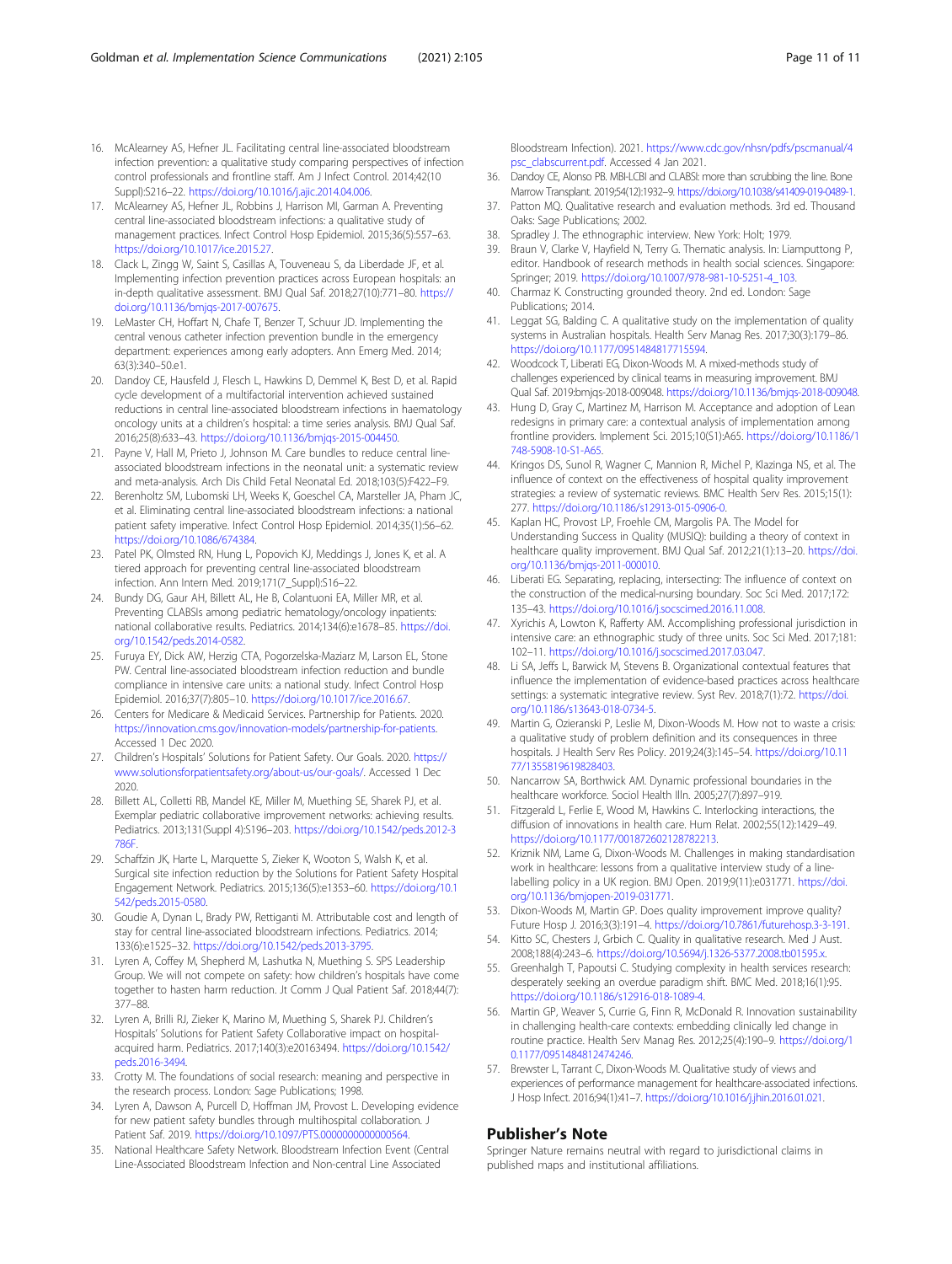16. McAlearney AS, Hefner JL. Facilitating central line-associated bloodstream infection prevention: a qualitative study comparing perspectives of infection control professionals and frontline staff. Am J Infect Control. 2014;42(10 Suppl):S216–22. https://doi.org/10.1016/j.ajic.2014.04.006.
17. McAlearney AS, Hefner JL, Robbins J, Harrison MI, Garman A. Preventing central line-associated bloodstream infections: a qualitative study of management practices. Infect Control Hosp Epidemiol. 2015;36(5):557–63. https://doi.org/10.1017/ice.2015.27.
18. Clack L, Zingg W, Saint S, Casillas A, Touveneau S, da Liberdade JF, et al. Implementing infection prevention practices across European hospitals: an in-depth qualitative assessment. BMJ Qual Saf. 2018;27(10):771–80. https://doi.org/10.1136/bmjqs-2017-007675.
19. LeMaster CH, Hoffart N, Chafe T, Benzer T, Schuur JD. Implementing the central venous catheter infection prevention bundle in the emergency department: experiences among early adopters. Ann Emerg Med. 2014; 63(3):340–50.e1.
20. Dandoy CE, Hausfeld J, Flesch L, Hawkins D, Demmel K, Best D, et al. Rapid cycle development of a multifactorial intervention achieved sustained reductions in central line-associated bloodstream infections in haematology oncology units at a children's hospital: a time series analysis. BMJ Qual Saf. 2016;25(8):633–43. https://doi.org/10.1136/bmjqs-2015-004450.
21. Payne V, Hall M, Prieto J, Johnson M. Care bundles to reduce central line-associated bloodstream infections in the neonatal unit: a systematic review and meta-analysis. Arch Dis Child Fetal Neonatal Ed. 2018;103(5):F422–F9.
22. Berenholtz SM, Lubomski LH, Weeks K, Goeschel CA, Marsteller JA, Pham JC, et al. Eliminating central line-associated bloodstream infections: a national patient safety imperative. Infect Control Hosp Epidemiol. 2014;35(1):56–62. https://doi.org/10.1086/674384.
23. Patel PK, Olmsted RN, Hung L, Popovich KJ, Meddings J, Jones K, et al. A tiered approach for preventing central line-associated bloodstream infection. Ann Intern Med. 2019;171(7_Suppl):S16–22.
24. Bundy DG, Gaur AH, Billett AL, He B, Colantuoni EA, Miller MR, et al. Preventing CLABSIs among pediatric hematology/oncology inpatients: national collaborative results. Pediatrics. 2014;134(6):e1678–85. https://doi.org/10.1542/peds.2014-0582.
25. Furuya EY, Dick AW, Herzig CTA, Pogorzelska-Maziarz M, Larson EL, Stone PW. Central line-associated bloodstream infection reduction and bundle compliance in intensive care units: a national study. Infect Control Hosp Epidemiol. 2016;37(7):805–10. https://doi.org/10.1017/ice.2016.67.
26. Centers for Medicare & Medicaid Services. Partnership for Patients. 2020. https://innovation.cms.gov/innovation-models/partnership-for-patients. Accessed 1 Dec 2020.
27. Children's Hospitals' Solutions for Patient Safety. Our Goals. 2020. https://www.solutionsforpatientsafety.org/about-us/our-goals/. Accessed 1 Dec 2020.
28. Billett AL, Colletti RB, Mandel KE, Miller M, Muething SE, Sharek PJ, et al. Exemplar pediatric collaborative improvement networks: achieving results. Pediatrics. 2013;131(Suppl 4):S196–203. https://doi.org/10.1542/peds.2012-3786F.
29. Schaffzin JK, Harte L, Marquette S, Zieker K, Wooton S, Walsh K, et al. Surgical site infection reduction by the Solutions for Patient Safety Hospital Engagement Network. Pediatrics. 2015;136(5):e1353–60. https://doi.org/10.1542/peds.2015-0580.
30. Goudie A, Dynan L, Brady PW, Rettiganti M. Attributable cost and length of stay for central line-associated bloodstream infections. Pediatrics. 2014; 133(6):e1525–32. https://doi.org/10.1542/peds.2013-3795.
31. Lyren A, Coffey M, Shepherd M, Lashutka N, Muething S. SPS Leadership Group. We will not compete on safety: how children's hospitals have come together to hasten harm reduction. Jt Comm J Qual Patient Saf. 2018;44(7): 377–88.
32. Lyren A, Brilli RJ, Zieker K, Marino M, Muething S, Sharek PJ. Children's Hospitals' Solutions for Patient Safety Collaborative impact on hospital-acquired harm. Pediatrics. 2017;140(3):e20163494. https://doi.org/10.1542/peds.2016-3494.
33. Crotty M. The foundations of social research: meaning and perspective in the research process. London: Sage Publications; 1998.
34. Lyren A, Dawson A, Purcell D, Hoffman JM, Provost L. Developing evidence for new patient safety bundles through multihospital collaboration. J Patient Saf. 2019. https://doi.org/10.1097/PTS.0000000000000564.
35. National Healthcare Safety Network. Bloodstream Infection Event (Central Line-Associated Bloodstream Infection and Non-central Line Associated Bloodstream Infection). 2021. https://www.cdc.gov/nhsn/pdfs/pscmanual/4psc_clabscurrent.pdf. Accessed 4 Jan 2021.
36. Dandoy CE, Alonso PB. MBI-LCBI and CLABSI: more than scrubbing the line. Bone Marrow Transplant. 2019;54(12):1932–9. https://doi.org/10.1038/s41409-019-0489-1.
37. Patton MQ. Qualitative research and evaluation methods. 3rd ed. Thousand Oaks: Sage Publications; 2002.
38. Spradley J. The ethnographic interview. New York: Holt; 1979.
39. Braun V, Clarke V, Hayfield N, Terry G. Thematic analysis. In: Liamputtong P, editor. Handbook of research methods in health social sciences. Singapore: Springer; 2019. https://doi.org/10.1007/978-981-10-5251-4_103.
40. Charmaz K. Constructing grounded theory. 2nd ed. London: Sage Publications; 2014.
41. Leggat SG, Balding C. A qualitative study on the implementation of quality systems in Australian hospitals. Health Serv Manag Res. 2017;30(3):179–86. https://doi.org/10.1177/0951484817715594.
42. Woodcock T, Liberati EG, Dixon-Woods M. A mixed-methods study of challenges experienced by clinical teams in measuring improvement. BMJ Qual Saf. 2019:bmjqs-2018-009048. https://doi.org/10.1136/bmjqs-2018-009048.
43. Hung D, Gray C, Martinez M, Harrison M. Acceptance and adoption of Lean redesigns in primary care: a contextual analysis of implementation among frontline providers. Implement Sci. 2015;10(S1):A65. https://doi.org/10.1186/1748-5908-10-S1-A65.
44. Kringos DS, Sunol R, Wagner C, Mannion R, Michel P, Klazinga NS, et al. The influence of context on the effectiveness of hospital quality improvement strategies: a review of systematic reviews. BMC Health Serv Res. 2015;15(1): 277. https://doi.org/10.1186/s12913-015-0906-0.
45. Kaplan HC, Provost LP, Froehle CM, Margolis PA. The Model for Understanding Success in Quality (MUSIQ): building a theory of context in healthcare quality improvement. BMJ Qual Saf. 2012;21(1):13–20. https://doi.org/10.1136/bmjqs-2011-000010.
46. Liberati EG. Separating, replacing, intersecting: The influence of context on the construction of the medical-nursing boundary. Soc Sci Med. 2017;172: 135–43. https://doi.org/10.1016/j.socscimed.2016.11.008.
47. Xyrichis A, Lowton K, Rafferty AM. Accomplishing professional jurisdiction in intensive care: an ethnographic study of three units. Soc Sci Med. 2017;181: 102–11. https://doi.org/10.1016/j.socscimed.2017.03.047.
48. Li SA, Jeffs L, Barwick M, Stevens B. Organizational contextual features that influence the implementation of evidence-based practices across healthcare settings: a systematic integrative review. Syst Rev. 2018;7(1):72. https://doi.org/10.1186/s13643-018-0734-5.
49. Martin G, Ozieranski P, Leslie M, Dixon-Woods M. How not to waste a crisis: a qualitative study of problem definition and its consequences in three hospitals. J Health Serv Res Policy. 2019;24(3):145–54. https://doi.org/10.1177/1355819619828403.
50. Nancarrow SA, Borthwick AM. Dynamic professional boundaries in the healthcare workforce. Sociol Health Illn. 2005;27(7):897–919.
51. Fitzgerald L, Ferlie E, Wood M, Hawkins C. Interlocking interactions, the diffusion of innovations in health care. Hum Relat. 2002;55(12):1429–49. https://doi.org/10.1177/001872602128782213.
52. Kriznik NM, Lame G, Dixon-Woods M. Challenges in making standardisation work in healthcare: lessons from a qualitative interview study of a line-labelling policy in a UK region. BMJ Open. 2019;9(11):e031771. https://doi.org/10.1136/bmjopen-2019-031771.
53. Dixon-Woods M, Martin GP. Does quality improvement improve quality? Future Hosp J. 2016;3(3):191–4. https://doi.org/10.7861/futurehosp.3-3-191.
54. Kitto SC, Chesters J, Grbich C. Quality in qualitative research. Med J Aust. 2008;188(4):243–6. https://doi.org/10.5694/j.1326-5377.2008.tb01595.x.
55. Greenhalgh T, Papoutsi C. Studying complexity in health services research: desperately seeking an overdue paradigm shift. BMC Med. 2018;16(1):95. https://doi.org/10.1186/s12916-018-1089-4.
56. Martin GP, Weaver S, Currie G, Finn R, McDonald R. Innovation sustainability in challenging health-care contexts: embedding clinically led change in routine practice. Health Serv Manag Res. 2012;25(4):190–9. https://doi.org/10.1177/0951484812474246.
57. Brewster L, Tarrant C, Dixon-Woods M. Qualitative study of views and experiences of performance management for healthcare-associated infections. J Hosp Infect. 2016;94(1):41–7. https://doi.org/10.1016/j.jhin.2016.01.021.

## Publisher's Note

Springer Nature remains neutral with regard to jurisdictional claims in published maps and institutional affiliations.